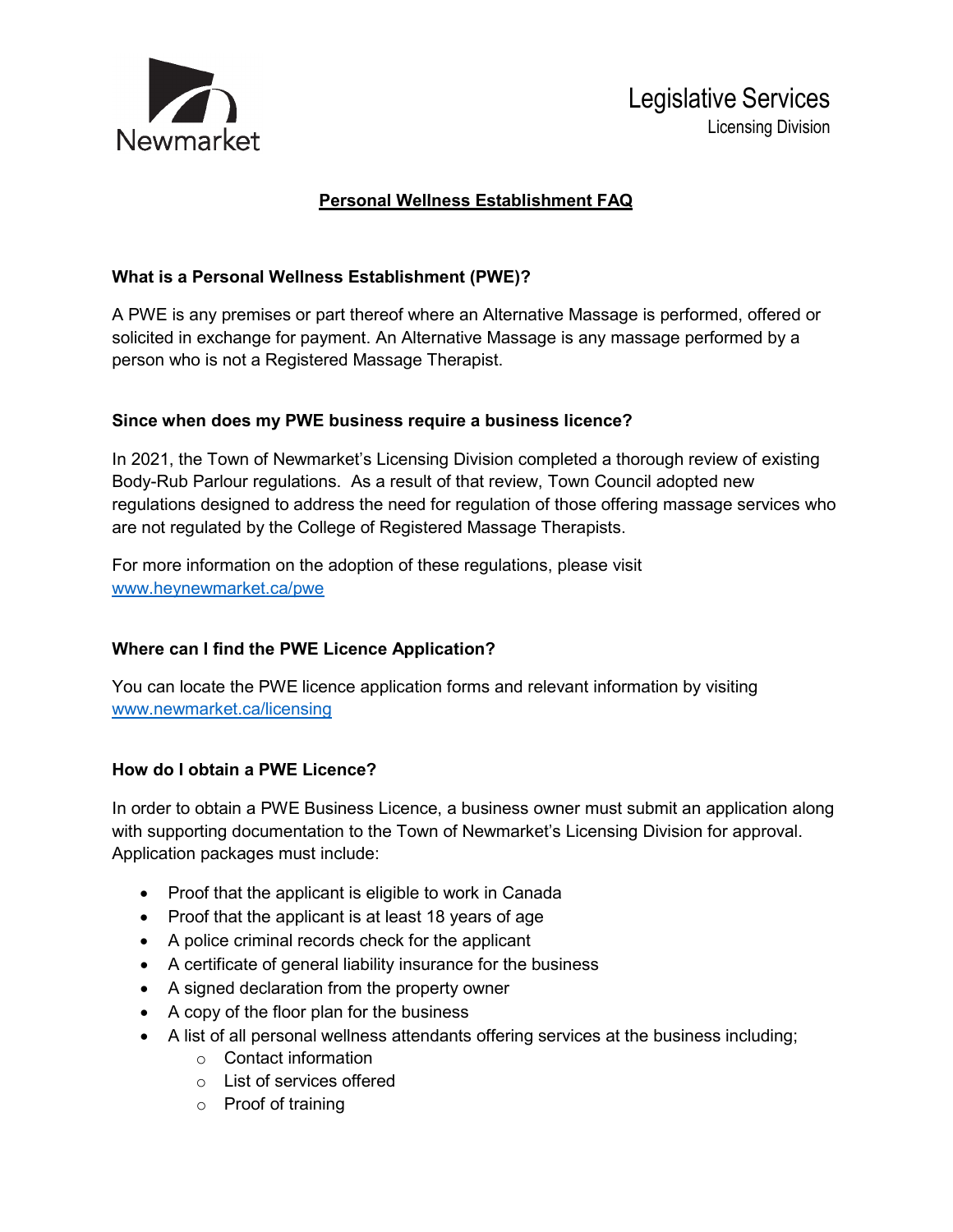Newmarket

Legislative Services
Licensing Division

# Personal Wellness Establishment FAQ

### What is a Personal Wellness Establishment (PWE)?

A PWE is any premises or part thereof where an Alternative Massage is performed, offered or solicited in exchange for payment. An Alternative Massage is any massage performed by a person who is not a Registered Massage Therapist.

### Since when does my PWE business require a business licence?

In 2021, the Town of Newmarket's Licensing Division completed a thorough review of existing Body-Rub Parlour regulations. As a result of that review, Town Council adopted new regulations designed to address the need for regulation of those offering massage services who are not regulated by the College of Registered Massage Therapists.

For more information on the adoption of these regulations, please visit [www.heynewmarket.ca/pwe](www.heynewmarket.ca/pwe)

### Where can I find the PWE Licence Application?

You can locate the PWE licence application forms and relevant information by visiting [www.newmarket.ca/licensing](www.newmarket.ca/licensing)

### How do I obtain a PWE Licence?

In order to obtain a PWE Business Licence, a business owner must submit an application along with supporting documentation to the Town of Newmarket's Licensing Division for approval. Application packages must include:

- Proof that the applicant is eligible to work in Canada
- Proof that the applicant is at least 18 years of age
- A police criminal records check for the applicant
- A certificate of general liability insurance for the business
- A signed declaration from the property owner
- A copy of the floor plan for the business
- A list of all personal wellness attendants offering services at the business including;
  - Contact information
  - List of services offered
  - Proof of training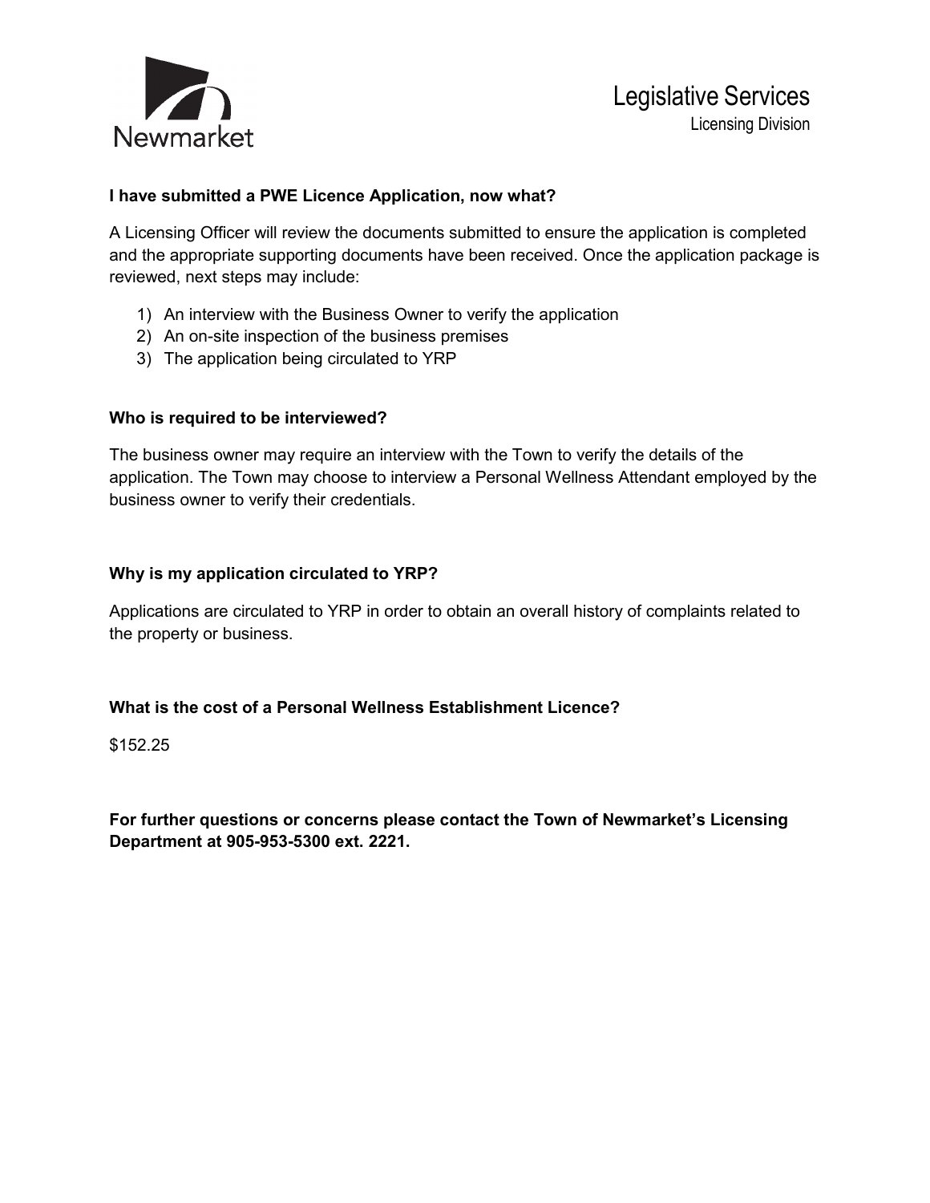**I have submitted a PWE Licence Application, now what?**

A Licensing Officer will review the documents submitted to ensure the application is completed and the appropriate supporting documents have been received. Once the application package is reviewed, next steps may include:

1) An interview with the Business Owner to verify the application
2) An on-site inspection of the business premises
3) The application being circulated to YRP

**Who is required to be interviewed?**

The business owner may require an interview with the Town to verify the details of the application. The Town may choose to interview a Personal Wellness Attendant employed by the business owner to verify their credentials.

**Why is my application circulated to YRP?**

Applications are circulated to YRP in order to obtain an overall history of complaints related to the property or business.

**What is the cost of a Personal Wellness Establishment Licence?**

$152.25

**For further questions or concerns please contact the Town of Newmarket's Licensing Department at 905-953-5300 ext. 2221.**